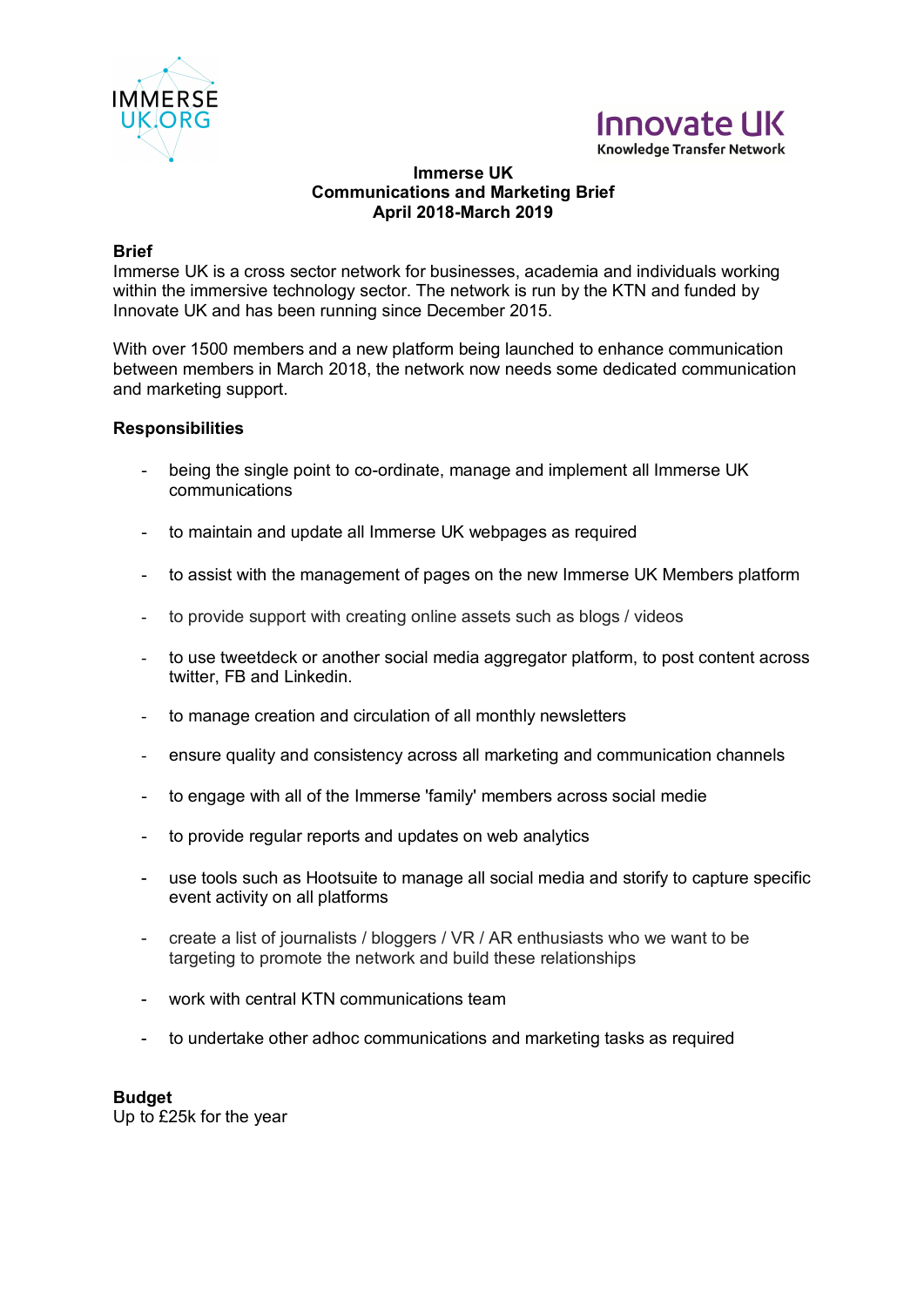**Immerse UK**
**Communications and Marketing Brief**
**April 2018-March 2019**

**Brief**

Immerse UK is a cross sector network for businesses, academia and individuals working within the immersive technology sector. The network is run by the KTN and funded by Innovate UK and has been running since December 2015.

With over 1500 members and a new platform being launched to enhance communication between members in March 2018, the network now needs some dedicated communication and marketing support.

**Responsibilities**

- being the single point to co-ordinate, manage and implement all Immerse UK communications
- to maintain and update all Immerse UK webpages as required
- to assist with the management of pages on the new Immerse UK Members platform
- to provide support with creating online assets such as blogs / videos
- to use tweetdeck or another social media aggregator platform, to post content across twitter, FB and Linkedin.
- to manage creation and circulation of all monthly newsletters
- ensure quality and consistency across all marketing and communication channels
- to engage with all of the Immerse 'family' members across social medie
- to provide regular reports and updates on web analytics
- use tools such as Hootsuite to manage all social media and storify to capture specific event activity on all platforms
- create a list of journalists / bloggers / VR / AR enthusiasts who we want to be targeting to promote the network and build these relationships
- work with central KTN communications team
- to undertake other adhoc communications and marketing tasks as required

**Budget**

Up to £25k for the year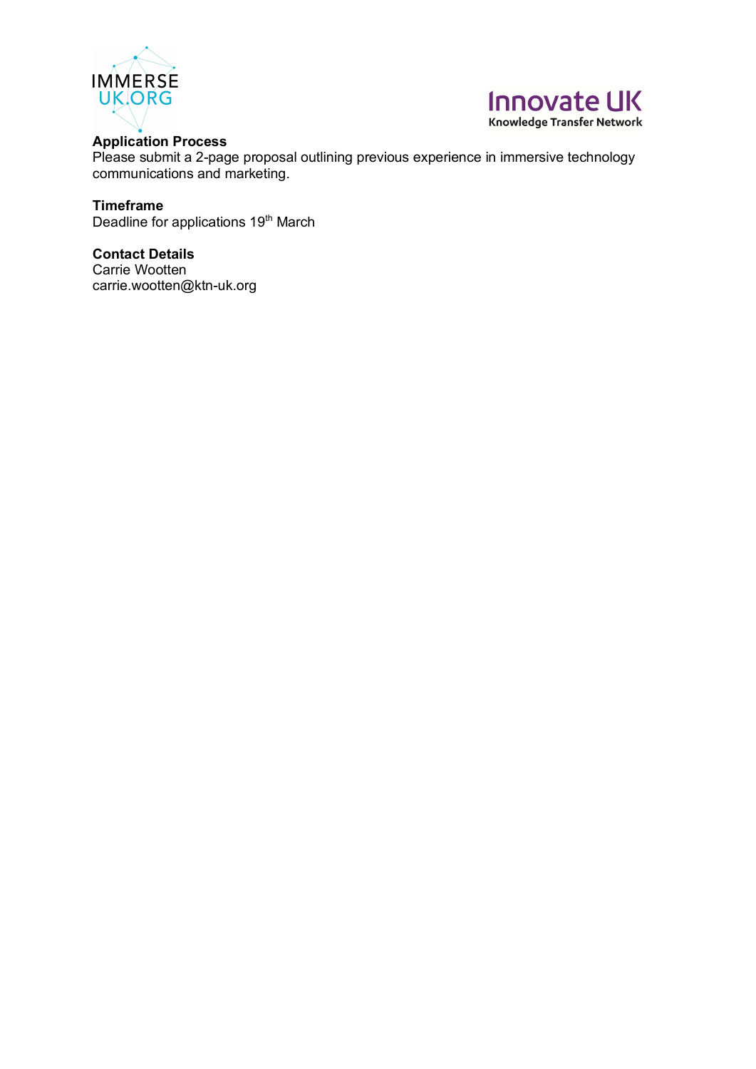**Application Process**
Please submit a 2-page proposal outlining previous experience in immersive technology communications and marketing.

**Timeframe**
Deadline for applications 19th March

**Contact Details**
Carrie Wootten
carrie.wootten@ktn-uk.org